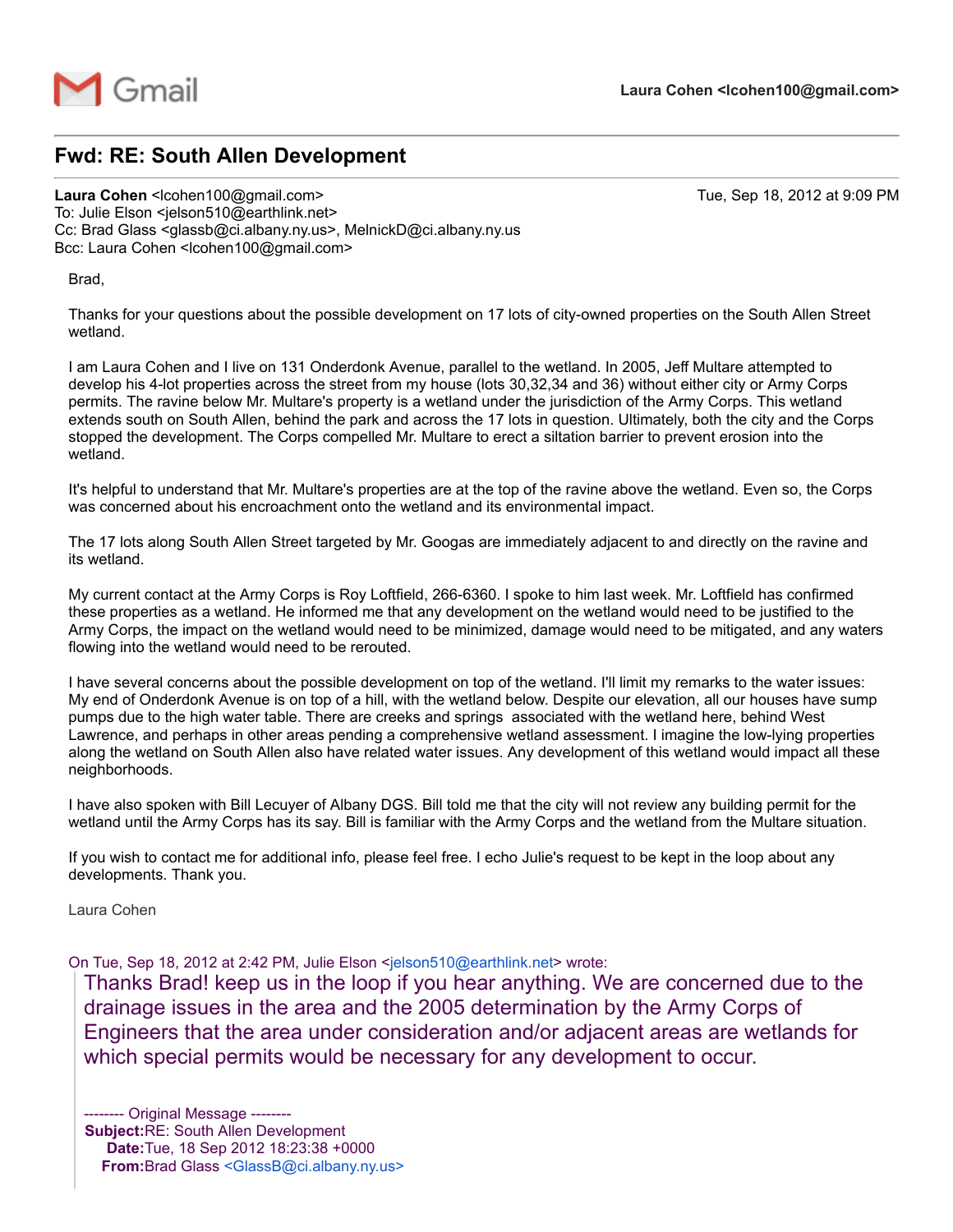Gmail

**Laura Cohen <lcohen100@gmail.com>**

## Fwd: RE: South Allen Development

**Laura Cohen** <lcohen100@gmail.com> Tue, Sep 18, 2012 at 9:09 PM
To: Julie Elson <jelson510@earthlink.net>
Cc: Brad Glass <glassb@ci.albany.ny.us>, MelnickD@ci.albany.ny.us
Bcc: Laura Cohen <lcohen100@gmail.com>

Brad,

Thanks for your questions about the possible development on 17 lots of city-owned properties on the South Allen Street wetland.

I am Laura Cohen and I live on 131 Onderdonk Avenue, parallel to the wetland. In 2005, Jeff Multare attempted to develop his 4-lot properties across the street from my house (lots 30,32,34 and 36) without either city or Army Corps permits. The ravine below Mr. Multare's property is a wetland under the jurisdiction of the Army Corps. This wetland extends south on South Allen, behind the park and across the 17 lots in question. Ultimately, both the city and the Corps stopped the development. The Corps compelled Mr. Multare to erect a siltation barrier to prevent erosion into the wetland.

It's helpful to understand that Mr. Multare's properties are at the top of the ravine above the wetland. Even so, the Corps was concerned about his encroachment onto the wetland and its environmental impact.

The 17 lots along South Allen Street targeted by Mr. Googas are immediately adjacent to and directly on the ravine and its wetland.

My current contact at the Army Corps is Roy Loftfield, 266-6360. I spoke to him last week. Mr. Loftfield has confirmed these properties as a wetland. He informed me that any development on the wetland would need to be justified to the Army Corps, the impact on the wetland would need to be minimized, damage would need to be mitigated, and any waters flowing into the wetland would need to be rerouted.

I have several concerns about the possible development on top of the wetland. I'll limit my remarks to the water issues: My end of Onderdonk Avenue is on top of a hill, with the wetland below. Despite our elevation, all our houses have sump pumps due to the high water table. There are creeks and springs associated with the wetland here, behind West Lawrence, and perhaps in other areas pending a comprehensive wetland assessment. I imagine the low-lying properties along the wetland on South Allen also have related water issues. Any development of this wetland would impact all these neighborhoods.

I have also spoken with Bill Lecuyer of Albany DGS. Bill told me that the city will not review any building permit for the wetland until the Army Corps has its say. Bill is familiar with the Army Corps and the wetland from the Multare situation.

If you wish to contact me for additional info, please feel free. I echo Julie's request to be kept in the loop about any developments. Thank you.

Laura Cohen

On Tue, Sep 18, 2012 at 2:42 PM, Julie Elson <jelson510@earthlink.net> wrote:

> Thanks Brad! keep us in the loop if you hear anything. We are concerned due to the drainage issues in the area and the 2005 determination by the Army Corps of Engineers that the area under consideration and/or adjacent areas are wetlands for which special permits would be necessary for any development to occur.
>
> -------- Original Message --------
> **Subject:**RE: South Allen Development
> **Date:**Tue, 18 Sep 2012 18:23:38 +0000
> **From:**Brad Glass <GlassB@ci.albany.ny.us>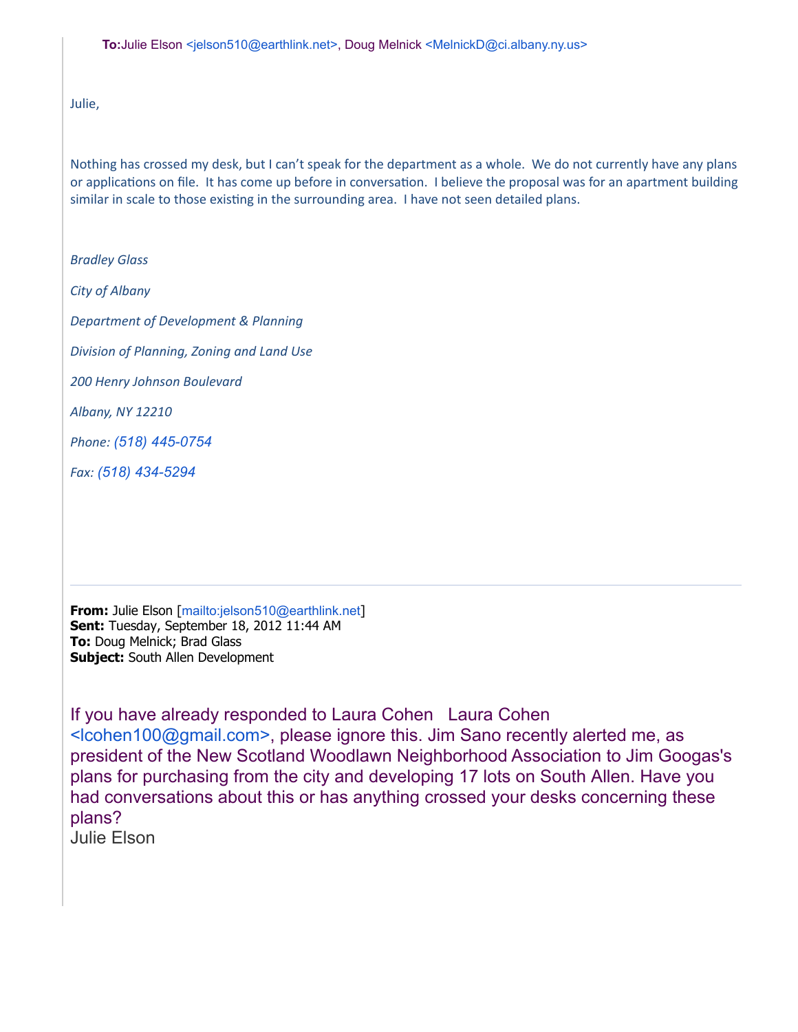**To:** Julie Elson <jelson510@earthlink.net>, Doug Melnick <MelnickD@ci.albany.ny.us>

Julie,

Nothing has crossed my desk, but I can't speak for the department as a whole. We do not currently have any plans or applications on file. It has come up before in conversation. I believe the proposal was for an apartment building similar in scale to those existing in the surrounding area. I have not seen detailed plans.

*Bradley Glass*

*City of Albany*

*Department of Development & Planning*

*Division of Planning, Zoning and Land Use*

*200 Henry Johnson Boulevard*

*Albany, NY 12210*

*Phone: (518) 445-0754*

*Fax: (518) 434-5294*

---

**From:** Julie Elson [mailto:jelson510@earthlink.net]
**Sent:** Tuesday, September 18, 2012 11:44 AM
**To:** Doug Melnick; Brad Glass
**Subject:** South Allen Development

If you have already responded to Laura Cohen Laura Cohen <lcohen100@gmail.com>, please ignore this. Jim Sano recently alerted me, as president of the New Scotland Woodlawn Neighborhood Association to Jim Googas's plans for purchasing from the city and developing 17 lots on South Allen. Have you had conversations about this or has anything crossed your desks concerning these plans?
Julie Elson